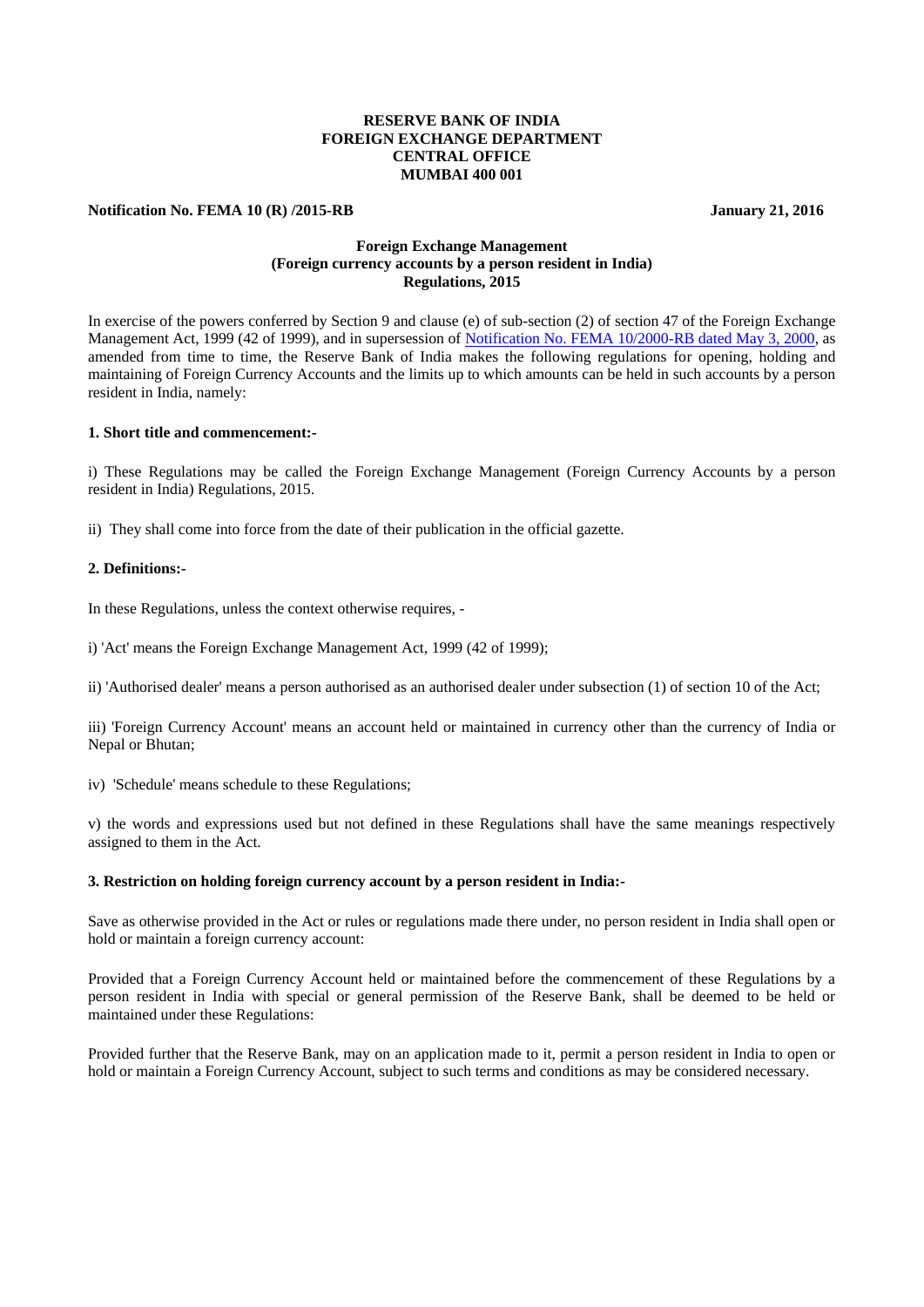**RESERVE BANK OF INDIA**
**FOREIGN EXCHANGE DEPARTMENT**
**CENTRAL OFFICE**
**MUMBAI 400 001**

**Notification No. FEMA 10 (R) /2015-RB** **January 21, 2016**

# Foreign Exchange Management (Foreign currency accounts by a person resident in India) Regulations, 2015

In exercise of the powers conferred by Section 9 and clause (e) of sub-section (2) of section 47 of the Foreign Exchange Management Act, 1999 (42 of 1999), and in supersession of Notification No. FEMA 10/2000-RB dated May 3, 2000, as amended from time to time, the Reserve Bank of India makes the following regulations for opening, holding and maintaining of Foreign Currency Accounts and the limits up to which amounts can be held in such accounts by a person resident in India, namely:

### 1. Short title and commencement:-

i) These Regulations may be called the Foreign Exchange Management (Foreign Currency Accounts by a person resident in India) Regulations, 2015.

ii) They shall come into force from the date of their publication in the official gazette.

### 2. Definitions:-

In these Regulations, unless the context otherwise requires, -

i) 'Act' means the Foreign Exchange Management Act, 1999 (42 of 1999);

ii) 'Authorised dealer' means a person authorised as an authorised dealer under subsection (1) of section 10 of the Act;

iii) 'Foreign Currency Account' means an account held or maintained in currency other than the currency of India or Nepal or Bhutan;

iv) 'Schedule' means schedule to these Regulations;

v) the words and expressions used but not defined in these Regulations shall have the same meanings respectively assigned to them in the Act.

### 3. Restriction on holding foreign currency account by a person resident in India:-

Save as otherwise provided in the Act or rules or regulations made there under, no person resident in India shall open or hold or maintain a foreign currency account:

Provided that a Foreign Currency Account held or maintained before the commencement of these Regulations by a person resident in India with special or general permission of the Reserve Bank, shall be deemed to be held or maintained under these Regulations:

Provided further that the Reserve Bank, may on an application made to it, permit a person resident in India to open or hold or maintain a Foreign Currency Account, subject to such terms and conditions as may be considered necessary.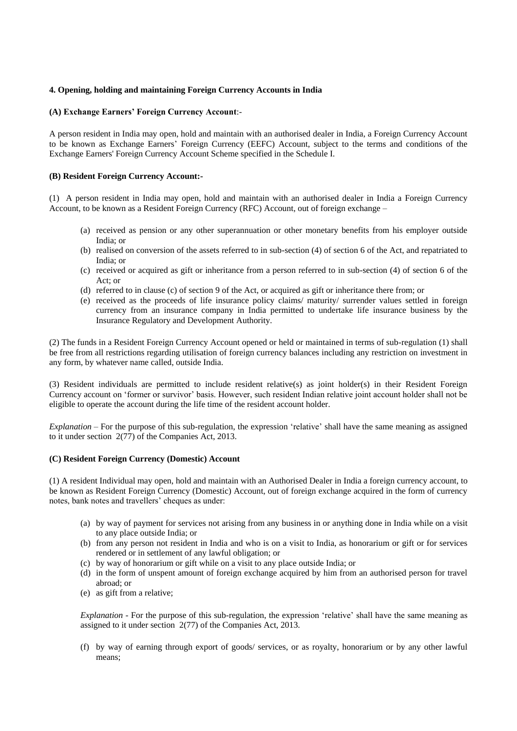**4. Opening, holding and maintaining Foreign Currency Accounts in India**

**(A) Exchange Earners' Foreign Currency Account**:-

A person resident in India may open, hold and maintain with an authorised dealer in India, a Foreign Currency Account to be known as Exchange Earners' Foreign Currency (EEFC) Account, subject to the terms and conditions of the Exchange Earners' Foreign Currency Account Scheme specified in the Schedule I.

**(B) Resident Foreign Currency Account:-**

(1) A person resident in India may open, hold and maintain with an authorised dealer in India a Foreign Currency Account, to be known as a Resident Foreign Currency (RFC) Account, out of foreign exchange –

- (a) received as pension or any other superannuation or other monetary benefits from his employer outside India; or
- (b) realised on conversion of the assets referred to in sub-section (4) of section 6 of the Act, and repatriated to India; or
- (c) received or acquired as gift or inheritance from a person referred to in sub-section (4) of section 6 of the Act; or
- (d) referred to in clause (c) of section 9 of the Act, or acquired as gift or inheritance there from; or
- (e) received as the proceeds of life insurance policy claims/ maturity/ surrender values settled in foreign currency from an insurance company in India permitted to undertake life insurance business by the Insurance Regulatory and Development Authority.

(2) The funds in a Resident Foreign Currency Account opened or held or maintained in terms of sub-regulation (1) shall be free from all restrictions regarding utilisation of foreign currency balances including any restriction on investment in any form, by whatever name called, outside India.

(3) Resident individuals are permitted to include resident relative(s) as joint holder(s) in their Resident Foreign Currency account on 'former or survivor' basis. However, such resident Indian relative joint account holder shall not be eligible to operate the account during the life time of the resident account holder.

*Explanation* – For the purpose of this sub-regulation, the expression 'relative' shall have the same meaning as assigned to it under section 2(77) of the Companies Act, 2013.

**(C) Resident Foreign Currency (Domestic) Account**

(1) A resident Individual may open, hold and maintain with an Authorised Dealer in India a foreign currency account, to be known as Resident Foreign Currency (Domestic) Account, out of foreign exchange acquired in the form of currency notes, bank notes and travellers' cheques as under:

- (a) by way of payment for services not arising from any business in or anything done in India while on a visit to any place outside India; or
- (b) from any person not resident in India and who is on a visit to India, as honorarium or gift or for services rendered or in settlement of any lawful obligation; or
- (c) by way of honorarium or gift while on a visit to any place outside India; or
- (d) in the form of unspent amount of foreign exchange acquired by him from an authorised person for travel abroad; or
- (e) as gift from a relative;

  *Explanation* - For the purpose of this sub-regulation, the expression 'relative' shall have the same meaning as assigned to it under section 2(77) of the Companies Act, 2013.

- (f) by way of earning through export of goods/ services, or as royalty, honorarium or by any other lawful means;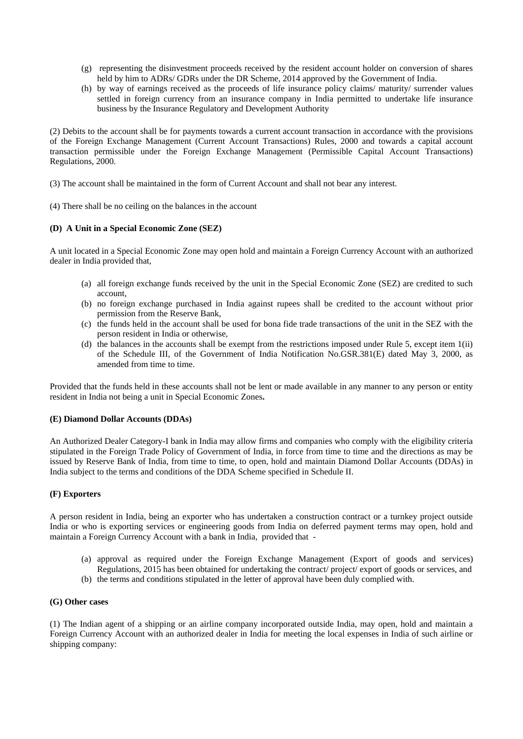(g) representing the disinvestment proceeds received by the resident account holder on conversion of shares held by him to ADRs/ GDRs under the DR Scheme, 2014 approved by the Government of India.

(h) by way of earnings received as the proceeds of life insurance policy claims/ maturity/ surrender values settled in foreign currency from an insurance company in India permitted to undertake life insurance business by the Insurance Regulatory and Development Authority

(2) Debits to the account shall be for payments towards a current account transaction in accordance with the provisions of the Foreign Exchange Management (Current Account Transactions) Rules, 2000 and towards a capital account transaction permissible under the Foreign Exchange Management (Permissible Capital Account Transactions) Regulations, 2000.

(3) The account shall be maintained in the form of Current Account and shall not bear any interest.

(4) There shall be no ceiling on the balances in the account

**(D) A Unit in a Special Economic Zone (SEZ)**

A unit located in a Special Economic Zone may open hold and maintain a Foreign Currency Account with an authorized dealer in India provided that,

(a) all foreign exchange funds received by the unit in the Special Economic Zone (SEZ) are credited to such account,

(b) no foreign exchange purchased in India against rupees shall be credited to the account without prior permission from the Reserve Bank,

(c) the funds held in the account shall be used for bona fide trade transactions of the unit in the SEZ with the person resident in India or otherwise,

(d) the balances in the accounts shall be exempt from the restrictions imposed under Rule 5, except item 1(ii) of the Schedule III, of the Government of India Notification No.GSR.381(E) dated May 3, 2000, as amended from time to time.

Provided that the funds held in these accounts shall not be lent or made available in any manner to any person or entity resident in India not being a unit in Special Economic Zones**.**

**(E) Diamond Dollar Accounts (DDAs)**

An Authorized Dealer Category-I bank in India may allow firms and companies who comply with the eligibility criteria stipulated in the Foreign Trade Policy of Government of India, in force from time to time and the directions as may be issued by Reserve Bank of India, from time to time, to open, hold and maintain Diamond Dollar Accounts (DDAs) in India subject to the terms and conditions of the DDA Scheme specified in Schedule II.

**(F) Exporters**

A person resident in India, being an exporter who has undertaken a construction contract or a turnkey project outside India or who is exporting services or engineering goods from India on deferred payment terms may open, hold and maintain a Foreign Currency Account with a bank in India, provided that -

(a) approval as required under the Foreign Exchange Management (Export of goods and services) Regulations, 2015 has been obtained for undertaking the contract/ project/ export of goods or services, and

(b) the terms and conditions stipulated in the letter of approval have been duly complied with.

**(G) Other cases**

(1) The Indian agent of a shipping or an airline company incorporated outside India, may open, hold and maintain a Foreign Currency Account with an authorized dealer in India for meeting the local expenses in India of such airline or shipping company: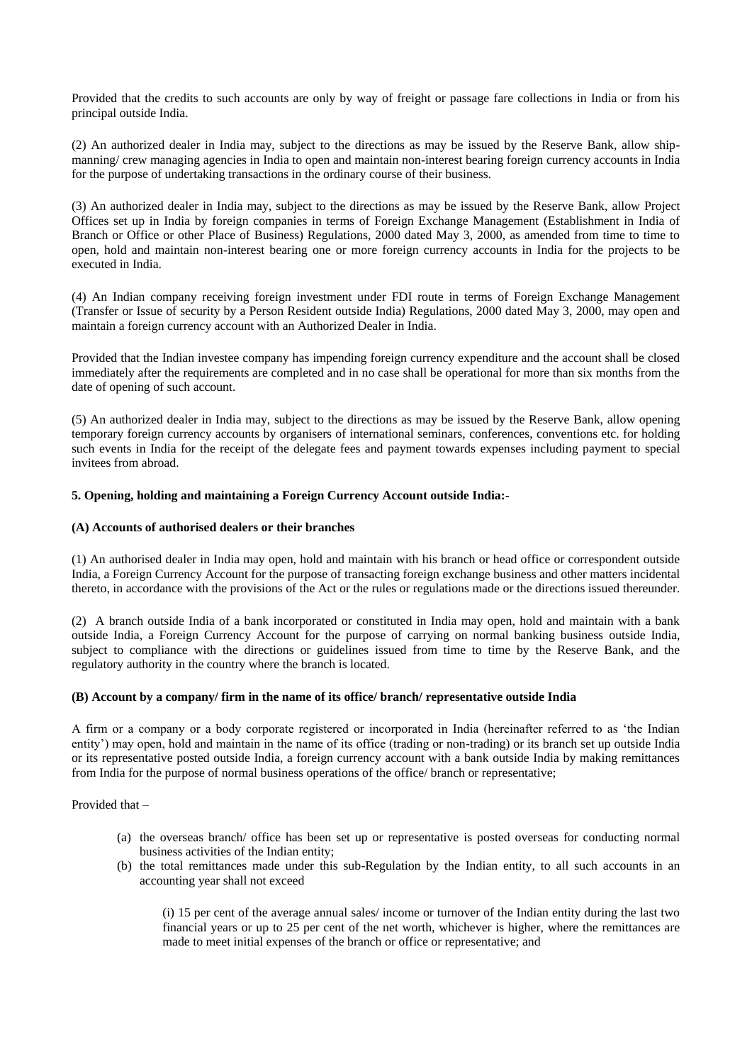Provided that the credits to such accounts are only by way of freight or passage fare collections in India or from his principal outside India.

(2) An authorized dealer in India may, subject to the directions as may be issued by the Reserve Bank, allow ship-manning/ crew managing agencies in India to open and maintain non-interest bearing foreign currency accounts in India for the purpose of undertaking transactions in the ordinary course of their business.

(3) An authorized dealer in India may, subject to the directions as may be issued by the Reserve Bank, allow Project Offices set up in India by foreign companies in terms of Foreign Exchange Management (Establishment in India of Branch or Office or other Place of Business) Regulations, 2000 dated May 3, 2000, as amended from time to time to open, hold and maintain non-interest bearing one or more foreign currency accounts in India for the projects to be executed in India.

(4) An Indian company receiving foreign investment under FDI route in terms of Foreign Exchange Management (Transfer or Issue of security by a Person Resident outside India) Regulations, 2000 dated May 3, 2000, may open and maintain a foreign currency account with an Authorized Dealer in India.

Provided that the Indian investee company has impending foreign currency expenditure and the account shall be closed immediately after the requirements are completed and in no case shall be operational for more than six months from the date of opening of such account.

(5) An authorized dealer in India may, subject to the directions as may be issued by the Reserve Bank, allow opening temporary foreign currency accounts by organisers of international seminars, conferences, conventions etc. for holding such events in India for the receipt of the delegate fees and payment towards expenses including payment to special invitees from abroad.

**5. Opening, holding and maintaining a Foreign Currency Account outside India:-**

**(A) Accounts of authorised dealers or their branches**

(1) An authorised dealer in India may open, hold and maintain with his branch or head office or correspondent outside India, a Foreign Currency Account for the purpose of transacting foreign exchange business and other matters incidental thereto, in accordance with the provisions of the Act or the rules or regulations made or the directions issued thereunder.

(2) A branch outside India of a bank incorporated or constituted in India may open, hold and maintain with a bank outside India, a Foreign Currency Account for the purpose of carrying on normal banking business outside India, subject to compliance with the directions or guidelines issued from time to time by the Reserve Bank, and the regulatory authority in the country where the branch is located.

**(B) Account by a company/ firm in the name of its office/ branch/ representative outside India**

A firm or a company or a body corporate registered or incorporated in India (hereinafter referred to as 'the Indian entity') may open, hold and maintain in the name of its office (trading or non-trading) or its branch set up outside India or its representative posted outside India, a foreign currency account with a bank outside India by making remittances from India for the purpose of normal business operations of the office/ branch or representative;

Provided that –

- (a) the overseas branch/ office has been set up or representative is posted overseas for conducting normal business activities of the Indian entity;
- (b) the total remittances made under this sub-Regulation by the Indian entity, to all such accounts in an accounting year shall not exceed

    (i) 15 per cent of the average annual sales/ income or turnover of the Indian entity during the last two financial years or up to 25 per cent of the net worth, whichever is higher, where the remittances are made to meet initial expenses of the branch or office or representative; and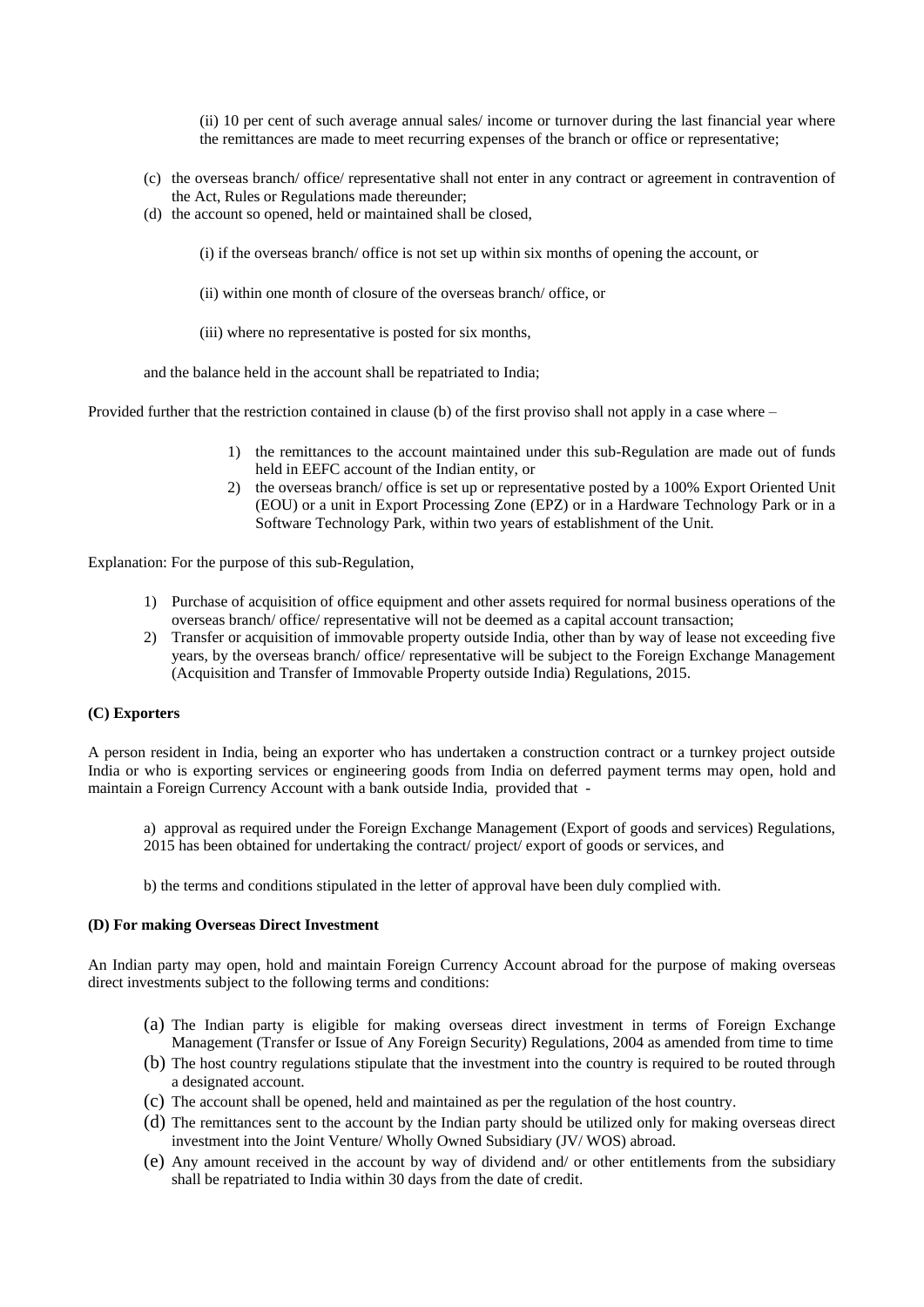(ii) 10 per cent of such average annual sales/ income or turnover during the last financial year where the remittances are made to meet recurring expenses of the branch or office or representative;

(c) the overseas branch/ office/ representative shall not enter in any contract or agreement in contravention of the Act, Rules or Regulations made thereunder;

(d) the account so opened, held or maintained shall be closed,

(i) if the overseas branch/ office is not set up within six months of opening the account, or

(ii) within one month of closure of the overseas branch/ office, or

(iii) where no representative is posted for six months,

and the balance held in the account shall be repatriated to India;

Provided further that the restriction contained in clause (b) of the first proviso shall not apply in a case where –

1) the remittances to the account maintained under this sub-Regulation are made out of funds held in EEFC account of the Indian entity, or
2) the overseas branch/ office is set up or representative posted by a 100% Export Oriented Unit (EOU) or a unit in Export Processing Zone (EPZ) or in a Hardware Technology Park or in a Software Technology Park, within two years of establishment of the Unit.

Explanation: For the purpose of this sub-Regulation,

1) Purchase of acquisition of office equipment and other assets required for normal business operations of the overseas branch/ office/ representative will not be deemed as a capital account transaction;
2) Transfer or acquisition of immovable property outside India, other than by way of lease not exceeding five years, by the overseas branch/ office/ representative will be subject to the Foreign Exchange Management (Acquisition and Transfer of Immovable Property outside India) Regulations, 2015.

**(C) Exporters**

A person resident in India, being an exporter who has undertaken a construction contract or a turnkey project outside India or who is exporting services or engineering goods from India on deferred payment terms may open, hold and maintain a Foreign Currency Account with a bank outside India, provided that -

a) approval as required under the Foreign Exchange Management (Export of goods and services) Regulations, 2015 has been obtained for undertaking the contract/ project/ export of goods or services, and

b) the terms and conditions stipulated in the letter of approval have been duly complied with.

**(D) For making Overseas Direct Investment**

An Indian party may open, hold and maintain Foreign Currency Account abroad for the purpose of making overseas direct investments subject to the following terms and conditions:

(a) The Indian party is eligible for making overseas direct investment in terms of Foreign Exchange Management (Transfer or Issue of Any Foreign Security) Regulations, 2004 as amended from time to time
(b) The host country regulations stipulate that the investment into the country is required to be routed through a designated account.
(c) The account shall be opened, held and maintained as per the regulation of the host country.
(d) The remittances sent to the account by the Indian party should be utilized only for making overseas direct investment into the Joint Venture/ Wholly Owned Subsidiary (JV/ WOS) abroad.
(e) Any amount received in the account by way of dividend and/ or other entitlements from the subsidiary shall be repatriated to India within 30 days from the date of credit.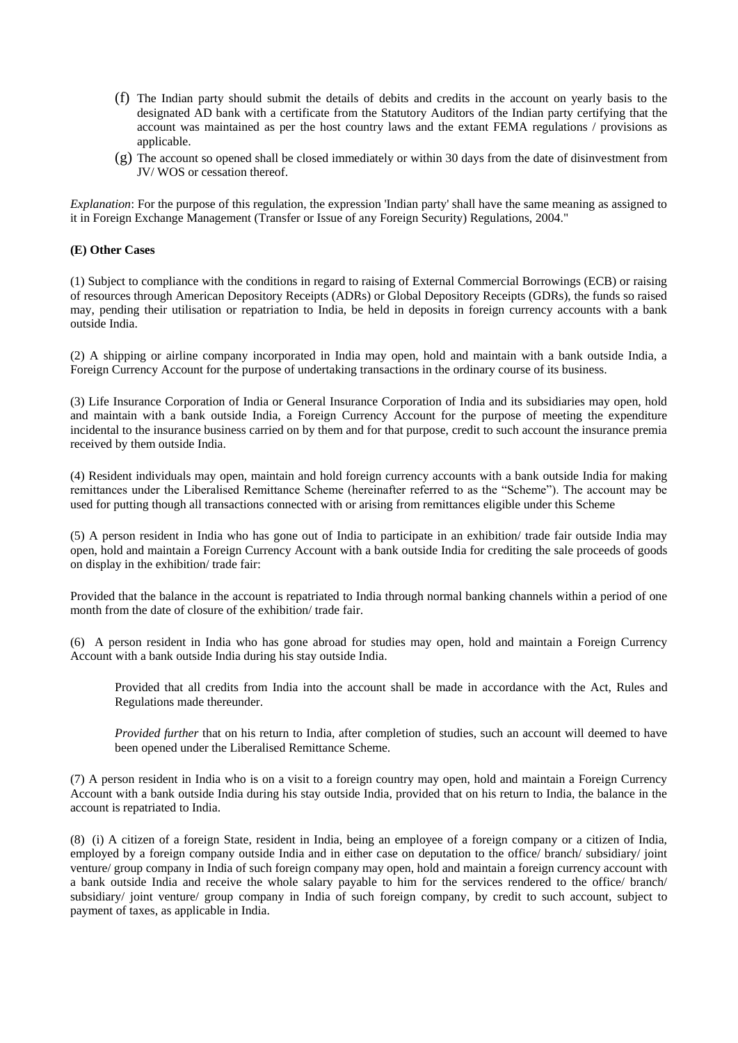(f) The Indian party should submit the details of debits and credits in the account on yearly basis to the designated AD bank with a certificate from the Statutory Auditors of the Indian party certifying that the account was maintained as per the host country laws and the extant FEMA regulations / provisions as applicable.

(g) The account so opened shall be closed immediately or within 30 days from the date of disinvestment from JV/ WOS or cessation thereof.

*Explanation*: For the purpose of this regulation, the expression 'Indian party' shall have the same meaning as assigned to it in Foreign Exchange Management (Transfer or Issue of any Foreign Security) Regulations, 2004."

**(E) Other Cases**

(1) Subject to compliance with the conditions in regard to raising of External Commercial Borrowings (ECB) or raising of resources through American Depository Receipts (ADRs) or Global Depository Receipts (GDRs), the funds so raised may, pending their utilisation or repatriation to India, be held in deposits in foreign currency accounts with a bank outside India.

(2) A shipping or airline company incorporated in India may open, hold and maintain with a bank outside India, a Foreign Currency Account for the purpose of undertaking transactions in the ordinary course of its business.

(3) Life Insurance Corporation of India or General Insurance Corporation of India and its subsidiaries may open, hold and maintain with a bank outside India, a Foreign Currency Account for the purpose of meeting the expenditure incidental to the insurance business carried on by them and for that purpose, credit to such account the insurance premia received by them outside India.

(4) Resident individuals may open, maintain and hold foreign currency accounts with a bank outside India for making remittances under the Liberalised Remittance Scheme (hereinafter referred to as the "Scheme"). The account may be used for putting though all transactions connected with or arising from remittances eligible under this Scheme

(5) A person resident in India who has gone out of India to participate in an exhibition/ trade fair outside India may open, hold and maintain a Foreign Currency Account with a bank outside India for crediting the sale proceeds of goods on display in the exhibition/ trade fair:

Provided that the balance in the account is repatriated to India through normal banking channels within a period of one month from the date of closure of the exhibition/ trade fair.

(6) A person resident in India who has gone abroad for studies may open, hold and maintain a Foreign Currency Account with a bank outside India during his stay outside India.

Provided that all credits from India into the account shall be made in accordance with the Act, Rules and Regulations made thereunder.

*Provided further* that on his return to India, after completion of studies, such an account will deemed to have been opened under the Liberalised Remittance Scheme.

(7) A person resident in India who is on a visit to a foreign country may open, hold and maintain a Foreign Currency Account with a bank outside India during his stay outside India, provided that on his return to India, the balance in the account is repatriated to India.

(8) (i) A citizen of a foreign State, resident in India, being an employee of a foreign company or a citizen of India, employed by a foreign company outside India and in either case on deputation to the office/ branch/ subsidiary/ joint venture/ group company in India of such foreign company may open, hold and maintain a foreign currency account with a bank outside India and receive the whole salary payable to him for the services rendered to the office/ branch/ subsidiary/ joint venture/ group company in India of such foreign company, by credit to such account, subject to payment of taxes, as applicable in India.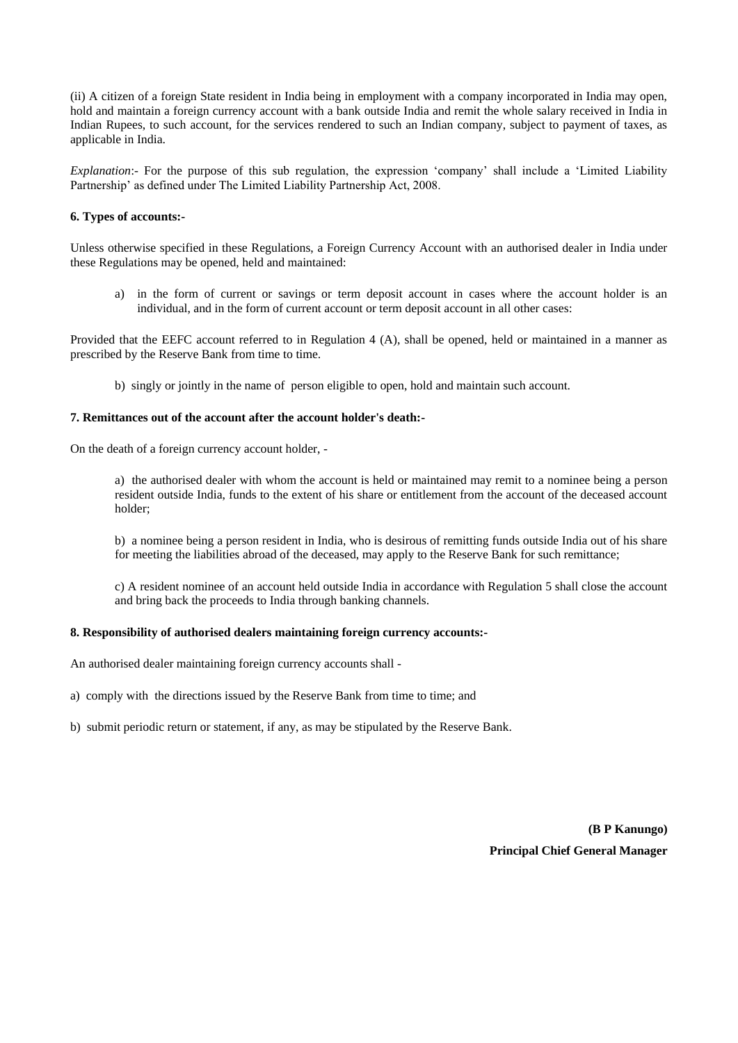(ii) A citizen of a foreign State resident in India being in employment with a company incorporated in India may open, hold and maintain a foreign currency account with a bank outside India and remit the whole salary received in India in Indian Rupees, to such account, for the services rendered to such an Indian company, subject to payment of taxes, as applicable in India.

*Explanation*:- For the purpose of this sub regulation, the expression 'company' shall include a 'Limited Liability Partnership' as defined under The Limited Liability Partnership Act, 2008.

**6. Types of accounts:-**

Unless otherwise specified in these Regulations, a Foreign Currency Account with an authorised dealer in India under these Regulations may be opened, held and maintained:

a) in the form of current or savings or term deposit account in cases where the account holder is an individual, and in the form of current account or term deposit account in all other cases:

Provided that the EEFC account referred to in Regulation 4 (A), shall be opened, held or maintained in a manner as prescribed by the Reserve Bank from time to time.

b) singly or jointly in the name of person eligible to open, hold and maintain such account.

**7. Remittances out of the account after the account holder's death:-**

On the death of a foreign currency account holder, -

a) the authorised dealer with whom the account is held or maintained may remit to a nominee being a person resident outside India, funds to the extent of his share or entitlement from the account of the deceased account holder;

b) a nominee being a person resident in India, who is desirous of remitting funds outside India out of his share for meeting the liabilities abroad of the deceased, may apply to the Reserve Bank for such remittance;

c) A resident nominee of an account held outside India in accordance with Regulation 5 shall close the account and bring back the proceeds to India through banking channels.

**8. Responsibility of authorised dealers maintaining foreign currency accounts:-**

An authorised dealer maintaining foreign currency accounts shall -

a) comply with the directions issued by the Reserve Bank from time to time; and

b) submit periodic return or statement, if any, as may be stipulated by the Reserve Bank.

**(B P Kanungo)**

**Principal Chief General Manager**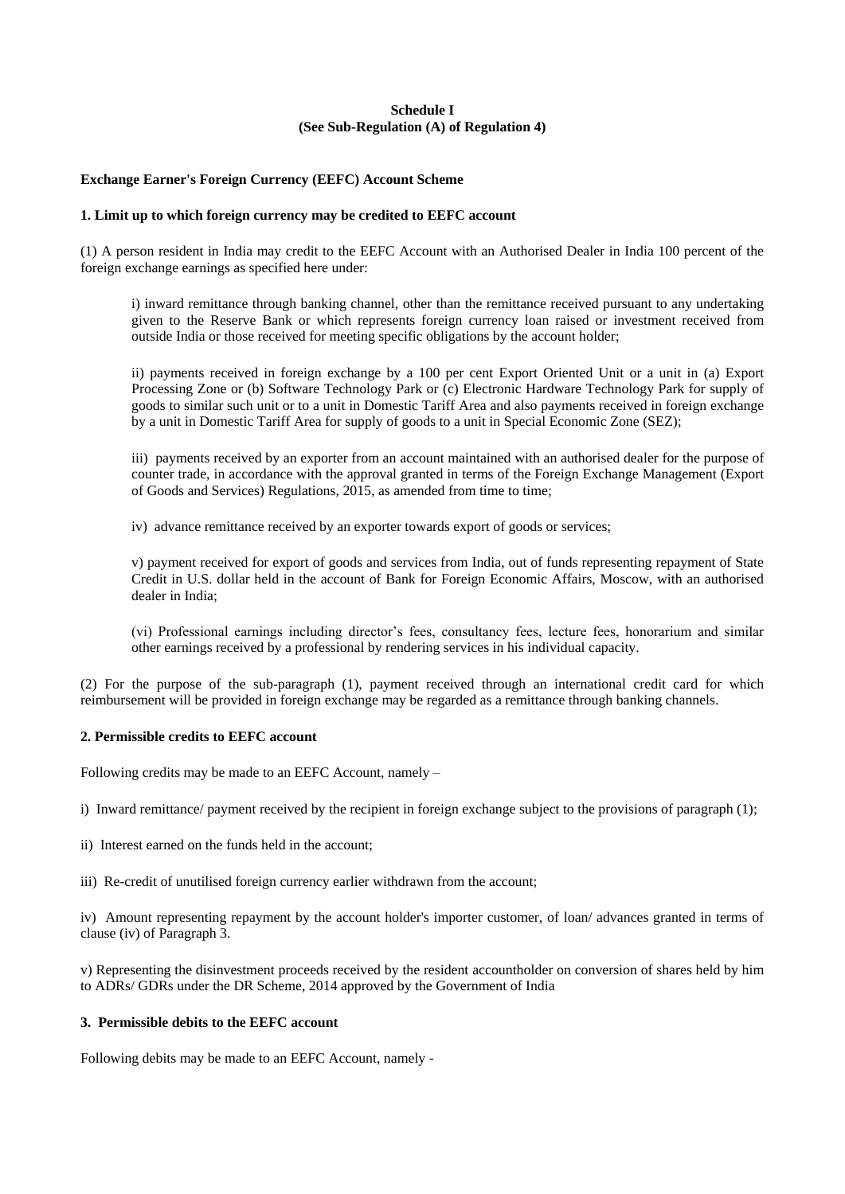**Schedule I**
**(See Sub-Regulation (A) of Regulation 4)**

**Exchange Earner's Foreign Currency (EEFC) Account Scheme**

**1. Limit up to which foreign currency may be credited to EEFC account**

(1) A person resident in India may credit to the EEFC Account with an Authorised Dealer in India 100 percent of the foreign exchange earnings as specified here under:

> i) inward remittance through banking channel, other than the remittance received pursuant to any undertaking given to the Reserve Bank or which represents foreign currency loan raised or investment received from outside India or those received for meeting specific obligations by the account holder;
>
> ii) payments received in foreign exchange by a 100 per cent Export Oriented Unit or a unit in (a) Export Processing Zone or (b) Software Technology Park or (c) Electronic Hardware Technology Park for supply of goods to similar such unit or to a unit in Domestic Tariff Area and also payments received in foreign exchange by a unit in Domestic Tariff Area for supply of goods to a unit in Special Economic Zone (SEZ);
>
> iii) payments received by an exporter from an account maintained with an authorised dealer for the purpose of counter trade, in accordance with the approval granted in terms of the Foreign Exchange Management (Export of Goods and Services) Regulations, 2015, as amended from time to time;
>
> iv) advance remittance received by an exporter towards export of goods or services;
>
> v) payment received for export of goods and services from India, out of funds representing repayment of State Credit in U.S. dollar held in the account of Bank for Foreign Economic Affairs, Moscow, with an authorised dealer in India;
>
> (vi) Professional earnings including director's fees, consultancy fees, lecture fees, honorarium and similar other earnings received by a professional by rendering services in his individual capacity.

(2) For the purpose of the sub-paragraph (1), payment received through an international credit card for which reimbursement will be provided in foreign exchange may be regarded as a remittance through banking channels.

**2. Permissible credits to EEFC account**

Following credits may be made to an EEFC Account, namely –

i) Inward remittance/ payment received by the recipient in foreign exchange subject to the provisions of paragraph (1);

ii) Interest earned on the funds held in the account;

iii) Re-credit of unutilised foreign currency earlier withdrawn from the account;

iv) Amount representing repayment by the account holder's importer customer, of loan/ advances granted in terms of clause (iv) of Paragraph 3.

v) Representing the disinvestment proceeds received by the resident accountholder on conversion of shares held by him to ADRs/ GDRs under the DR Scheme, 2014 approved by the Government of India

**3. Permissible debits to the EEFC account**

Following debits may be made to an EEFC Account, namely -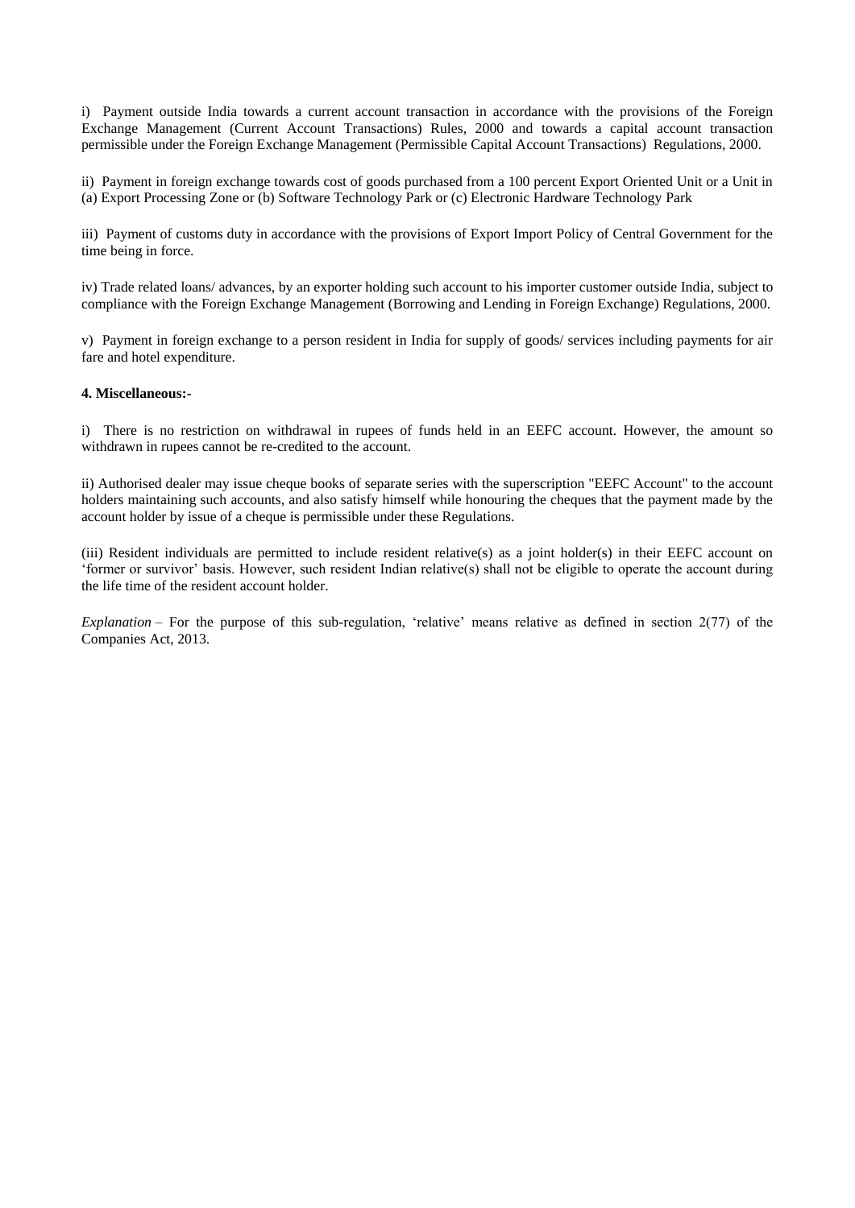i) Payment outside India towards a current account transaction in accordance with the provisions of the Foreign Exchange Management (Current Account Transactions) Rules, 2000 and towards a capital account transaction permissible under the Foreign Exchange Management (Permissible Capital Account Transactions) Regulations, 2000.

ii) Payment in foreign exchange towards cost of goods purchased from a 100 percent Export Oriented Unit or a Unit in (a) Export Processing Zone or (b) Software Technology Park or (c) Electronic Hardware Technology Park

iii) Payment of customs duty in accordance with the provisions of Export Import Policy of Central Government for the time being in force.

iv) Trade related loans/ advances, by an exporter holding such account to his importer customer outside India, subject to compliance with the Foreign Exchange Management (Borrowing and Lending in Foreign Exchange) Regulations, 2000.

v) Payment in foreign exchange to a person resident in India for supply of goods/ services including payments for air fare and hotel expenditure.

**4. Miscellaneous:-**

i) There is no restriction on withdrawal in rupees of funds held in an EEFC account. However, the amount so withdrawn in rupees cannot be re-credited to the account.

ii) Authorised dealer may issue cheque books of separate series with the superscription "EEFC Account" to the account holders maintaining such accounts, and also satisfy himself while honouring the cheques that the payment made by the account holder by issue of a cheque is permissible under these Regulations.

(iii) Resident individuals are permitted to include resident relative(s) as a joint holder(s) in their EEFC account on 'former or survivor' basis. However, such resident Indian relative(s) shall not be eligible to operate the account during the life time of the resident account holder.

*Explanation* – For the purpose of this sub-regulation, 'relative' means relative as defined in section 2(77) of the Companies Act, 2013.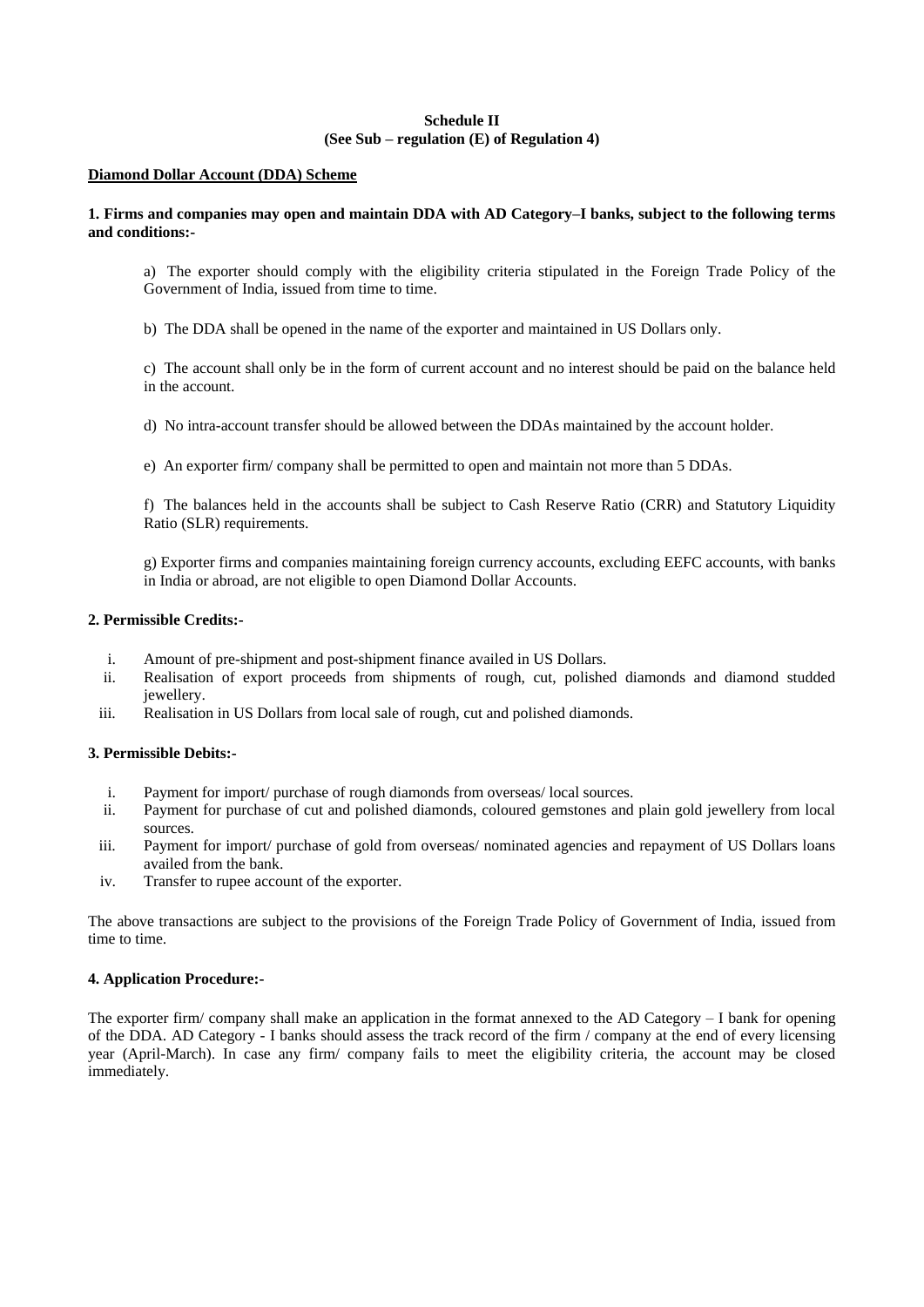**Schedule II**
**(See Sub – regulation (E) of Regulation 4)**

**<u>Diamond Dollar Account (DDA) Scheme</u>**

**1. Firms and companies may open and maintain DDA with AD Category–I banks, subject to the following terms and conditions:-**

a) The exporter should comply with the eligibility criteria stipulated in the Foreign Trade Policy of the Government of India, issued from time to time.

b) The DDA shall be opened in the name of the exporter and maintained in US Dollars only.

c) The account shall only be in the form of current account and no interest should be paid on the balance held in the account.

d) No intra-account transfer should be allowed between the DDAs maintained by the account holder.

e) An exporter firm/ company shall be permitted to open and maintain not more than 5 DDAs.

f) The balances held in the accounts shall be subject to Cash Reserve Ratio (CRR) and Statutory Liquidity Ratio (SLR) requirements.

g) Exporter firms and companies maintaining foreign currency accounts, excluding EEFC accounts, with banks in India or abroad, are not eligible to open Diamond Dollar Accounts.

**2. Permissible Credits:-**

i. Amount of pre-shipment and post-shipment finance availed in US Dollars.
ii. Realisation of export proceeds from shipments of rough, cut, polished diamonds and diamond studded jewellery.
iii. Realisation in US Dollars from local sale of rough, cut and polished diamonds.

**3. Permissible Debits:-**

i. Payment for import/ purchase of rough diamonds from overseas/ local sources.
ii. Payment for purchase of cut and polished diamonds, coloured gemstones and plain gold jewellery from local sources.
iii. Payment for import/ purchase of gold from overseas/ nominated agencies and repayment of US Dollars loans availed from the bank.
iv. Transfer to rupee account of the exporter.

The above transactions are subject to the provisions of the Foreign Trade Policy of Government of India, issued from time to time.

**4. Application Procedure:-**

The exporter firm/ company shall make an application in the format annexed to the AD Category – I bank for opening of the DDA. AD Category - I banks should assess the track record of the firm / company at the end of every licensing year (April-March). In case any firm/ company fails to meet the eligibility criteria, the account may be closed immediately.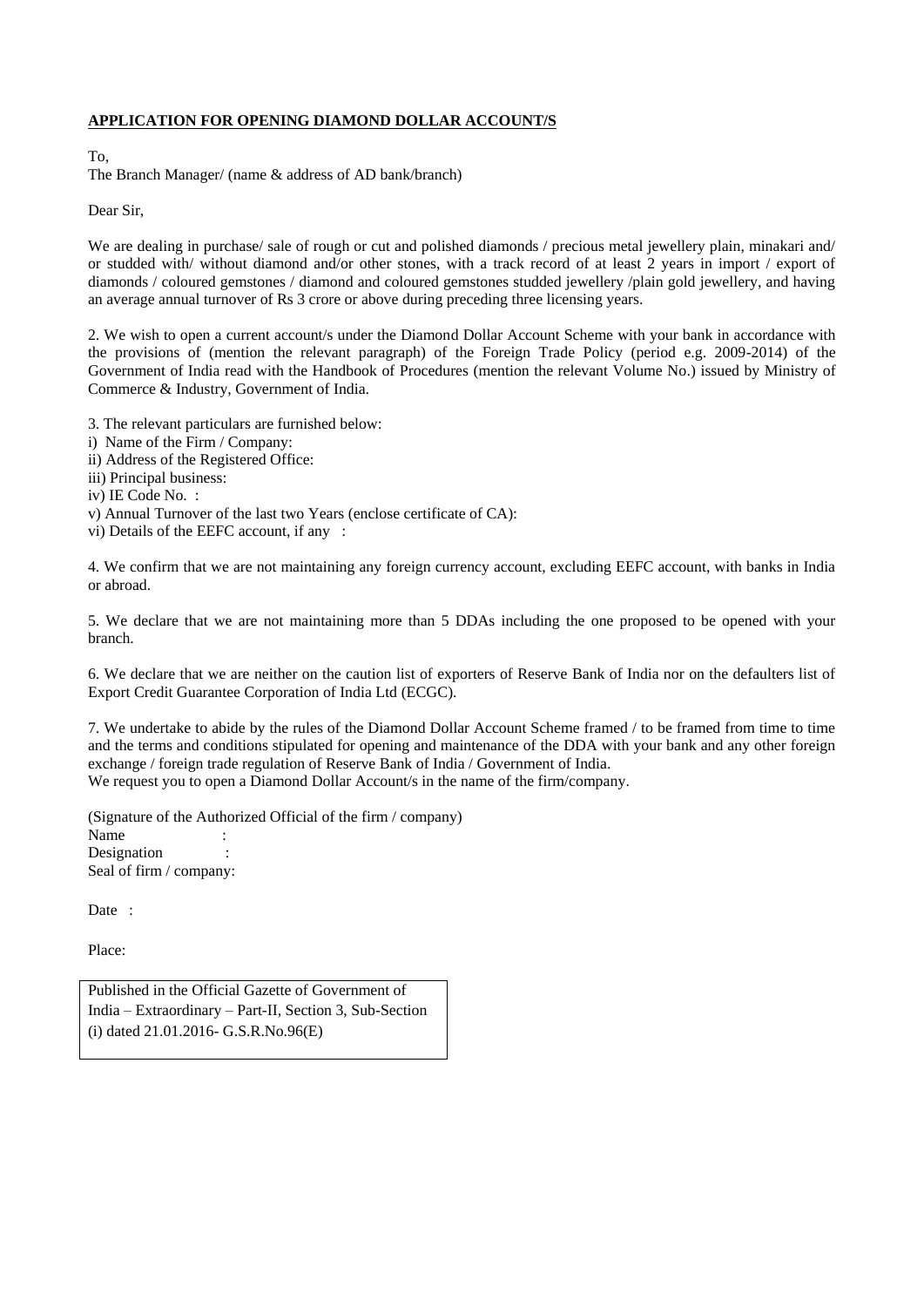**APPLICATION FOR OPENING DIAMOND DOLLAR ACCOUNT/S**

To,
The Branch Manager/ (name & address of AD bank/branch)

Dear Sir,

We are dealing in purchase/ sale of rough or cut and polished diamonds / precious metal jewellery plain, minakari and/ or studded with/ without diamond and/or other stones, with a track record of at least 2 years in import / export of diamonds / coloured gemstones / diamond and coloured gemstones studded jewellery /plain gold jewellery, and having an average annual turnover of Rs 3 crore or above during preceding three licensing years.

2. We wish to open a current account/s under the Diamond Dollar Account Scheme with your bank in accordance with the provisions of (mention the relevant paragraph) of the Foreign Trade Policy (period e.g. 2009-2014) of the Government of India read with the Handbook of Procedures (mention the relevant Volume No.) issued by Ministry of Commerce & Industry, Government of India.

3. The relevant particulars are furnished below:
i) Name of the Firm / Company:
ii) Address of the Registered Office:
iii) Principal business:
iv) IE Code No. :
v) Annual Turnover of the last two Years (enclose certificate of CA):
vi) Details of the EEFC account, if any :

4. We confirm that we are not maintaining any foreign currency account, excluding EEFC account, with banks in India or abroad.

5. We declare that we are not maintaining more than 5 DDAs including the one proposed to be opened with your branch.

6. We declare that we are neither on the caution list of exporters of Reserve Bank of India nor on the defaulters list of Export Credit Guarantee Corporation of India Ltd (ECGC).

7. We undertake to abide by the rules of the Diamond Dollar Account Scheme framed / to be framed from time to time and the terms and conditions stipulated for opening and maintenance of the DDA with your bank and any other foreign exchange / foreign trade regulation of Reserve Bank of India / Government of India.
We request you to open a Diamond Dollar Account/s in the name of the firm/company.

(Signature of the Authorized Official of the firm / company)
Name :
Designation :
Seal of firm / company:

Date :

Place:

Published in the Official Gazette of Government of India – Extraordinary – Part-II, Section 3, Sub-Section (i) dated 21.01.2016- G.S.R.No.96(E)